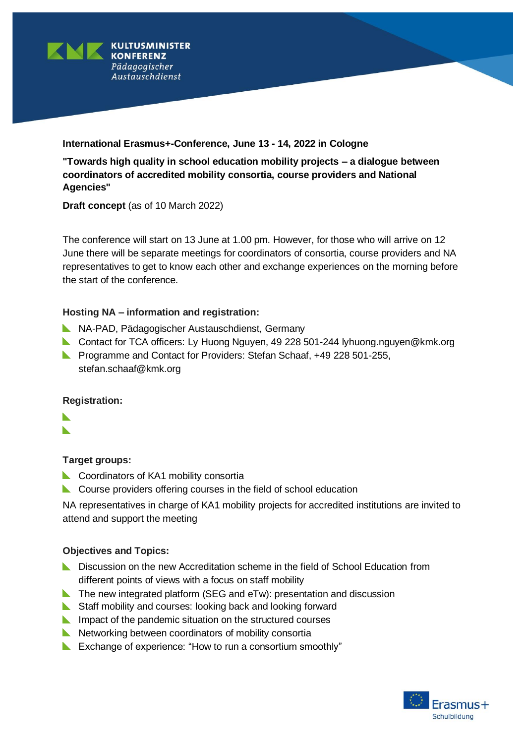**International Erasmus+-Conference, June 13 - 14, 2022 in Cologne**

**"Towards high quality in school education mobility projects – a dialogue between coordinators of accredited mobility consortia, course providers and National Agencies"**

**Draft concept** (as of 10 March 2022)

The conference will start on 13 June at 1.00 pm. However, for those who will arrive on 12 June there will be separate meetings for coordinators of consortia, course providers and NA representatives to get to know each other and exchange experiences on the morning before the start of the conference.

**Hosting NA – information and registration:**

- NA-PAD, Pädagogischer Austauschdienst, Germany
- Contact for TCA officers: Ly Huong Nguyen, 49 228 501-244 lyhuong.nguyen@kmk.org
- Programme and Contact for Providers: Stefan Schaaf, +49 228 501-255, stefan.schaaf@kmk.org

**Registration:**

-
-

**Target groups:**

- Coordinators of KA1 mobility consortia
- Course providers offering courses in the field of school education

NA representatives in charge of KA1 mobility projects for accredited institutions are invited to attend and support the meeting

**Objectives and Topics:**

- Discussion on the new Accreditation scheme in the field of School Education from different points of views with a focus on staff mobility
- The new integrated platform (SEG and eTw): presentation and discussion
- Staff mobility and courses: looking back and looking forward
- Impact of the pandemic situation on the structured courses
- Networking between coordinators of mobility consortia
- Exchange of experience: "How to run a consortium smoothly"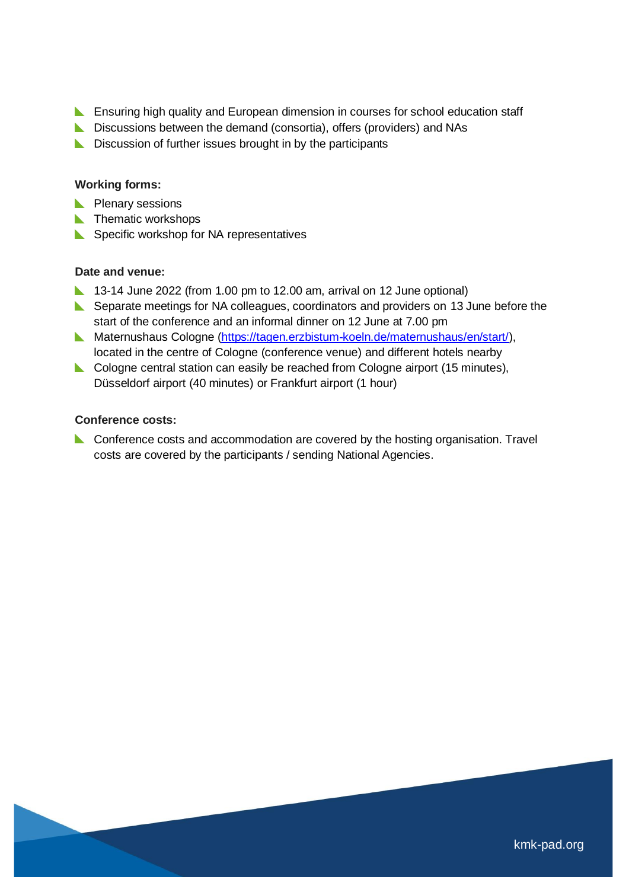- Ensuring high quality and European dimension in courses for school education staff
- Discussions between the demand (consortia), offers (providers) and NAs
- Discussion of further issues brought in by the participants

**Working forms:**

- Plenary sessions
- Thematic workshops
- Specific workshop for NA representatives

**Date and venue:**

- 13-14 June 2022 (from 1.00 pm to 12.00 am, arrival on 12 June optional)
- Separate meetings for NA colleagues, coordinators and providers on 13 June before the start of the conference and an informal dinner on 12 June at 7.00 pm
- Maternushaus Cologne (https://tagen.erzbistum-koeln.de/maternushaus/en/start/), located in the centre of Cologne (conference venue) and different hotels nearby
- Cologne central station can easily be reached from Cologne airport (15 minutes), Düsseldorf airport (40 minutes) or Frankfurt airport (1 hour)

**Conference costs:**

- Conference costs and accommodation are covered by the hosting organisation. Travel costs are covered by the participants / sending National Agencies.